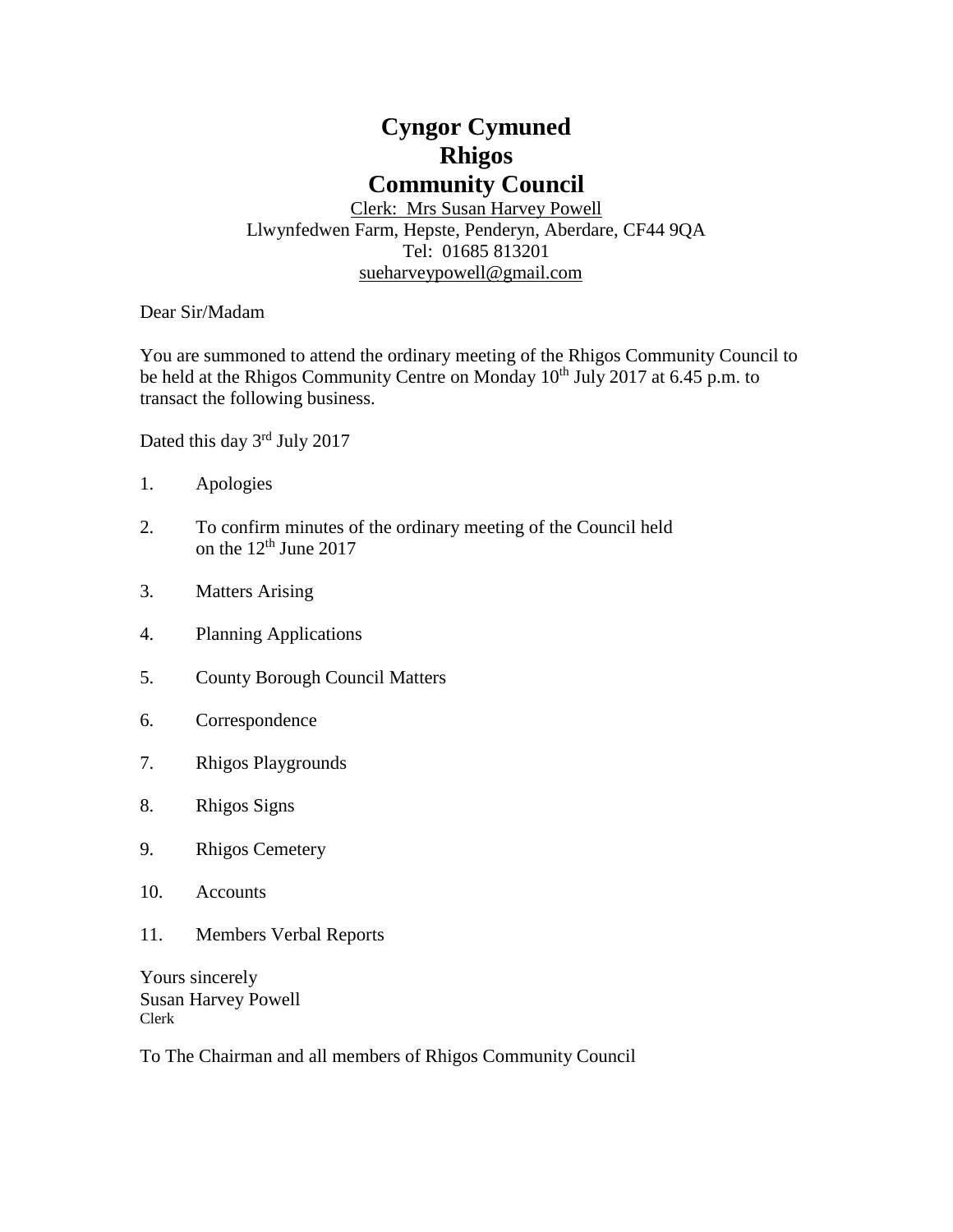# Cyngor Cymuned
# Rhigos
# Community Council

Clerk: Mrs Susan Harvey Powell
Llwynfedwen Farm, Hepste, Penderyn, Aberdare, CF44 9QA
Tel: 01685 813201
sueharveypowell@gmail.com

Dear Sir/Madam

You are summoned to attend the ordinary meeting of the Rhigos Community Council to be held at the Rhigos Community Centre on Monday 10th July 2017 at 6.45 p.m. to transact the following business.

Dated this day 3rd July 2017

1. Apologies
2. To confirm minutes of the ordinary meeting of the Council held on the 12th June 2017
3. Matters Arising
4. Planning Applications
5. County Borough Council Matters
6. Correspondence
7. Rhigos Playgrounds
8. Rhigos Signs
9. Rhigos Cemetery
10. Accounts
11. Members Verbal Reports

Yours sincerely
Susan Harvey Powell
Clerk

To The Chairman and all members of Rhigos Community Council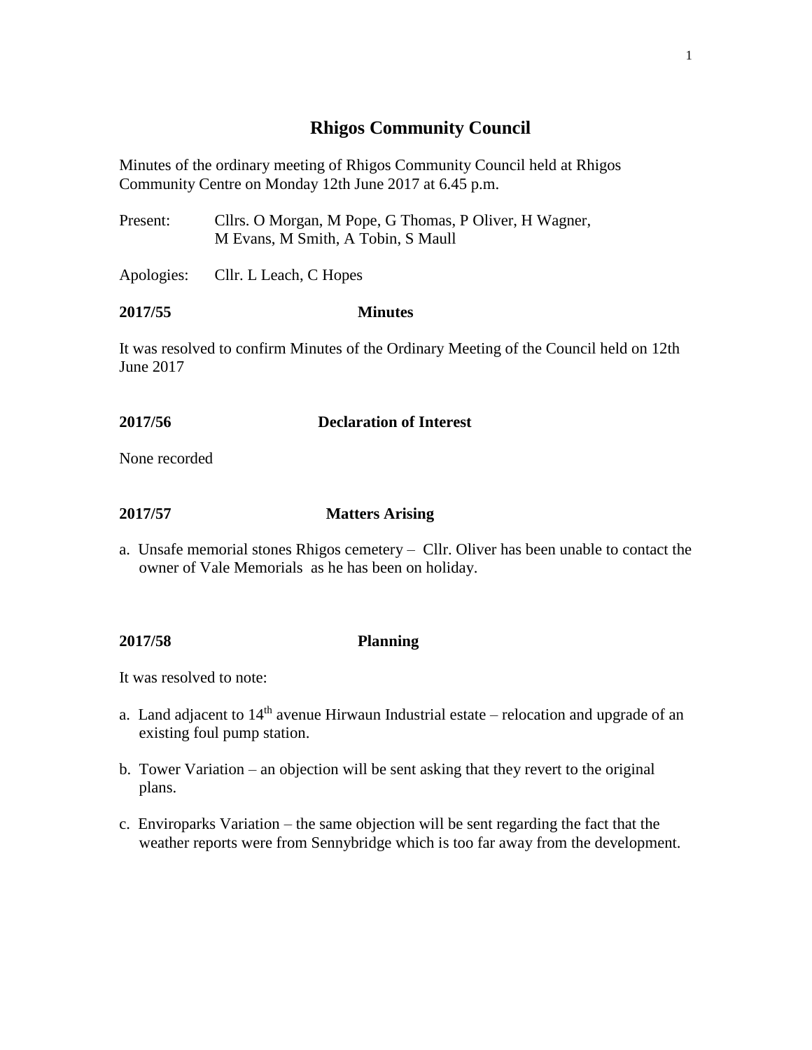# Rhigos Community Council

Minutes of the ordinary meeting of Rhigos Community Council held at Rhigos Community Centre on Monday 12th June 2017 at 6.45 p.m.

Present: Cllrs. O Morgan, M Pope, G Thomas, P Oliver, H Wagner, M Evans, M Smith, A Tobin, S Maull

Apologies: Cllr. L Leach, C Hopes

**2017/55 Minutes**

It was resolved to confirm Minutes of the Ordinary Meeting of the Council held on 12th June 2017

**2017/56 Declaration of Interest**

None recorded

**2017/57 Matters Arising**

a. Unsafe memorial stones Rhigos cemetery – Cllr. Oliver has been unable to contact the owner of Vale Memorials as he has been on holiday.

**2017/58 Planning**

It was resolved to note:

a. Land adjacent to 14th avenue Hirwaun Industrial estate – relocation and upgrade of an existing foul pump station.

b. Tower Variation – an objection will be sent asking that they revert to the original plans.

c. Enviroparks Variation – the same objection will be sent regarding the fact that the weather reports were from Sennybridge which is too far away from the development.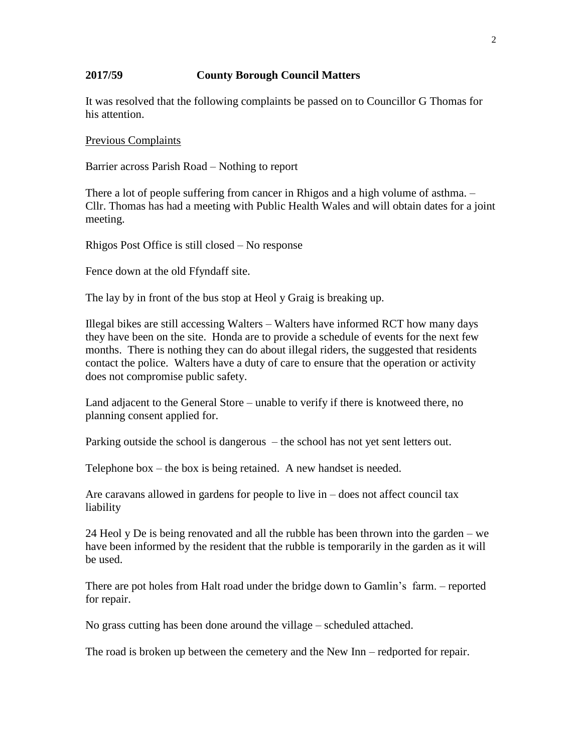**2017/59 County Borough Council Matters**

It was resolved that the following complaints be passed on to Councillor G Thomas for his attention.

<u>Previous Complaints</u>

Barrier across Parish Road – Nothing to report

There a lot of people suffering from cancer in Rhigos and a high volume of asthma. – Cllr. Thomas has had a meeting with Public Health Wales and will obtain dates for a joint meeting.

Rhigos Post Office is still closed – No response

Fence down at the old Ffyndaff site.

The lay by in front of the bus stop at Heol y Graig is breaking up.

Illegal bikes are still accessing Walters – Walters have informed RCT how many days they have been on the site. Honda are to provide a schedule of events for the next few months. There is nothing they can do about illegal riders, the suggested that residents contact the police. Walters have a duty of care to ensure that the operation or activity does not compromise public safety.

Land adjacent to the General Store – unable to verify if there is knotweed there, no planning consent applied for.

Parking outside the school is dangerous – the school has not yet sent letters out.

Telephone box – the box is being retained. A new handset is needed.

Are caravans allowed in gardens for people to live in – does not affect council tax liability

24 Heol y De is being renovated and all the rubble has been thrown into the garden – we have been informed by the resident that the rubble is temporarily in the garden as it will be used.

There are pot holes from Halt road under the bridge down to Gamlin's farm. – reported for repair.

No grass cutting has been done around the village – scheduled attached.

The road is broken up between the cemetery and the New Inn – redported for repair.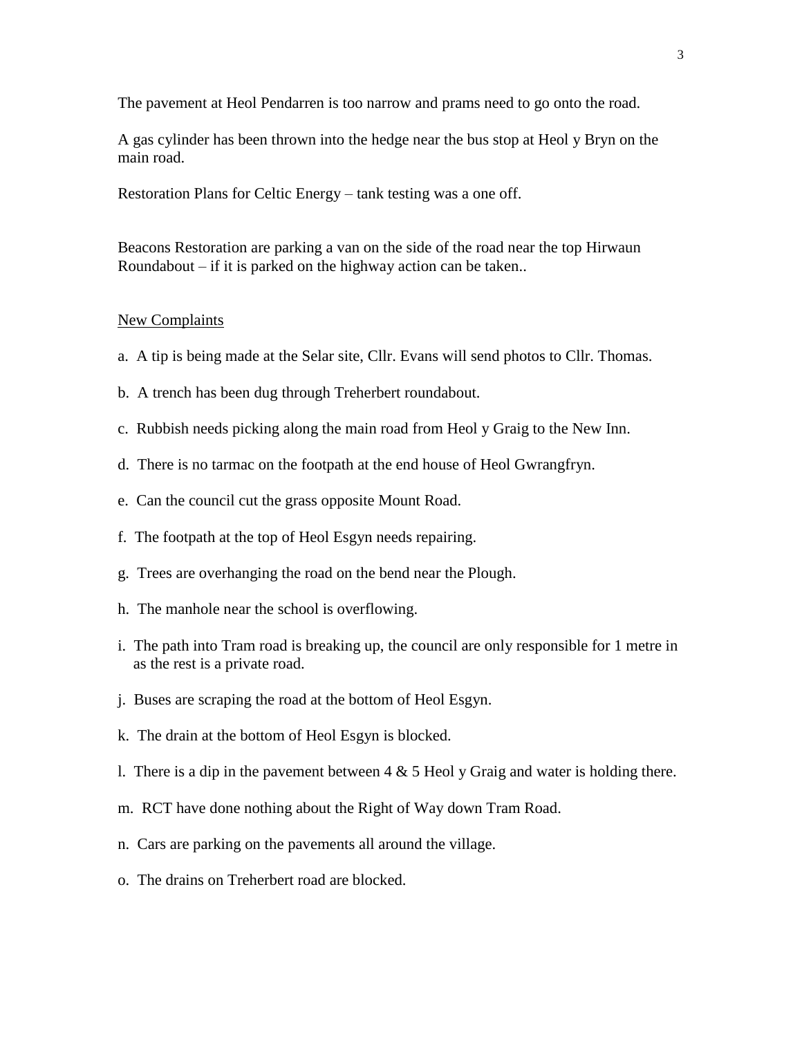The pavement at Heol Pendarren is too narrow and prams need to go onto the road.

A gas cylinder has been thrown into the hedge near the bus stop at Heol y Bryn on the main road.

Restoration Plans for Celtic Energy – tank testing was a one off.

Beacons Restoration are parking a van on the side of the road near the top Hirwaun Roundabout – if it is parked on the highway action can be taken..

<u>New Complaints</u>

a. A tip is being made at the Selar site, Cllr. Evans will send photos to Cllr. Thomas.

b. A trench has been dug through Treherbert roundabout.

c. Rubbish needs picking along the main road from Heol y Graig to the New Inn.

d. There is no tarmac on the footpath at the end house of Heol Gwrangfryn.

e. Can the council cut the grass opposite Mount Road.

f. The footpath at the top of Heol Esgyn needs repairing.

g. Trees are overhanging the road on the bend near the Plough.

h. The manhole near the school is overflowing.

i. The path into Tram road is breaking up, the council are only responsible for 1 metre in as the rest is a private road.

j. Buses are scraping the road at the bottom of Heol Esgyn.

k. The drain at the bottom of Heol Esgyn is blocked.

l. There is a dip in the pavement between 4 & 5 Heol y Graig and water is holding there.

m. RCT have done nothing about the Right of Way down Tram Road.

n. Cars are parking on the pavements all around the village.

o. The drains on Treherbert road are blocked.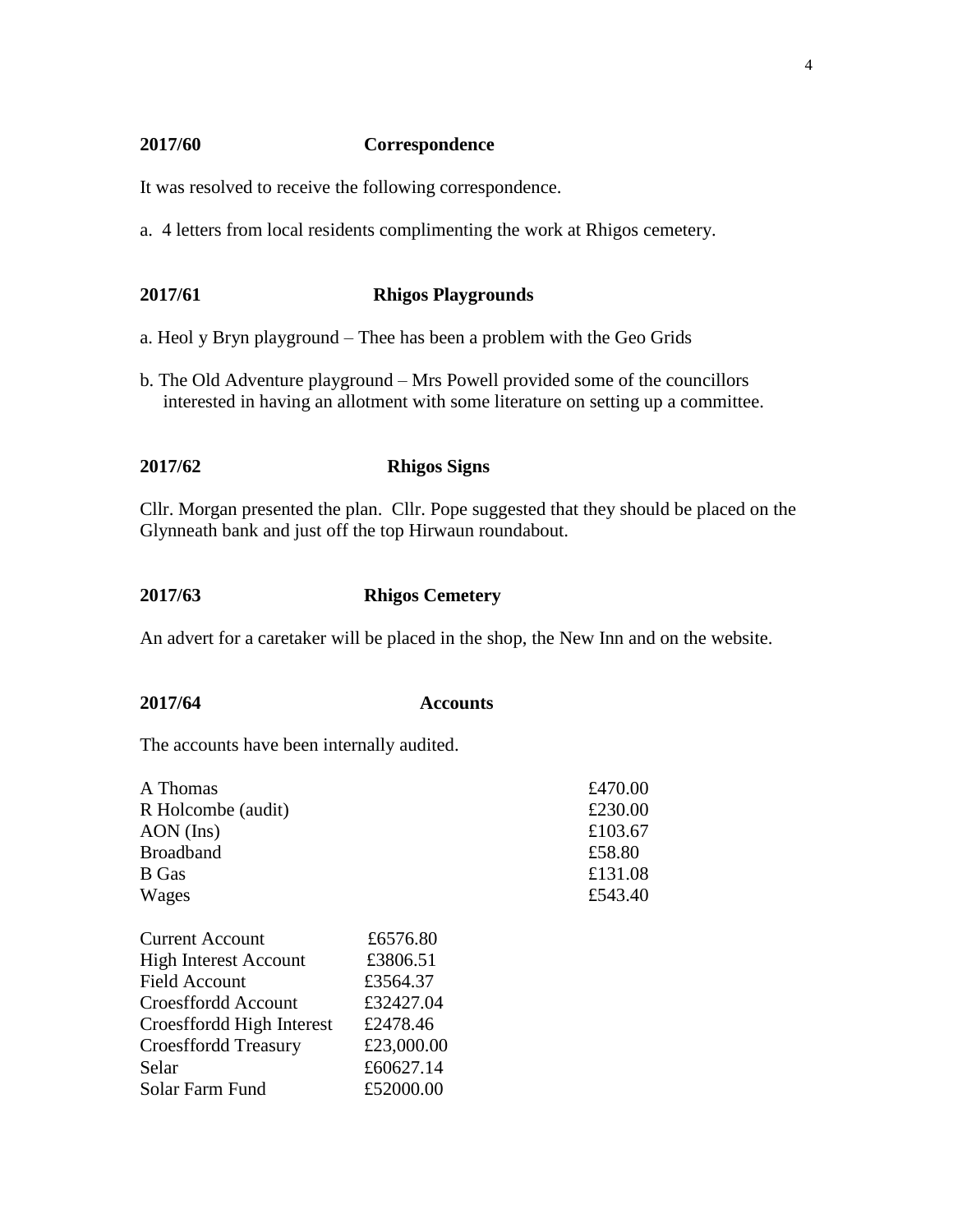**2017/60 Correspondence**

It was resolved to receive the following correspondence.

a. 4 letters from local residents complimenting the work at Rhigos cemetery.

**2017/61 Rhigos Playgrounds**

a. Heol y Bryn playground – Thee has been a problem with the Geo Grids

b. The Old Adventure playground – Mrs Powell provided some of the councillors interested in having an allotment with some literature on setting up a committee.

**2017/62 Rhigos Signs**

Cllr. Morgan presented the plan. Cllr. Pope suggested that they should be placed on the Glynneath bank and just off the top Hirwaun roundabout.

**2017/63 Rhigos Cemetery**

An advert for a caretaker will be placed in the shop, the New Inn and on the website.

**2017/64 Accounts**

The accounts have been internally audited.

| | |
|---|---|
| A Thomas | £470.00 |
| R Holcombe (audit) | £230.00 |
| AON (Ins) | £103.67 |
| Broadband | £58.80 |
| B Gas | £131.08 |
| Wages | £543.40 |

| | |
|---|---|
| Current Account | £6576.80 |
| High Interest Account | £3806.51 |
| Field Account | £3564.37 |
| Croesffordd Account | £32427.04 |
| Croesffordd High Interest | £2478.46 |
| Croesffordd Treasury | £23,000.00 |
| Selar | £60627.14 |
| Solar Farm Fund | £52000.00 |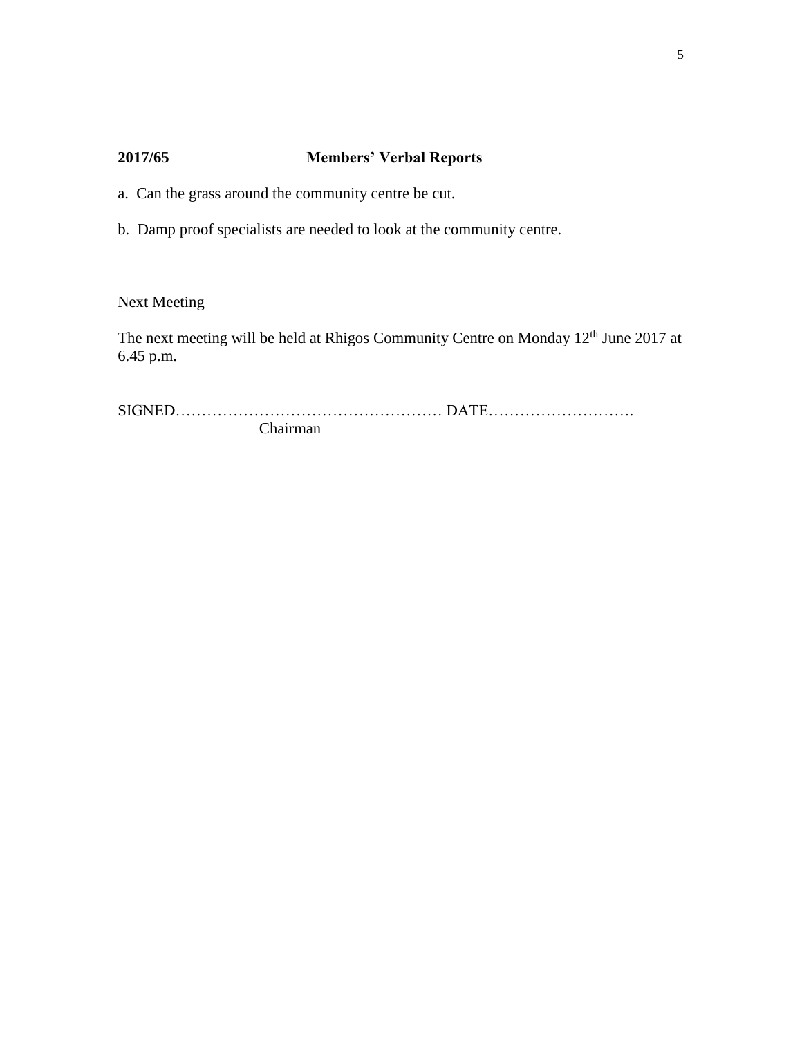**2017/65 Members' Verbal Reports**

a. Can the grass around the community centre be cut.

b. Damp proof specialists are needed to look at the community centre.

Next Meeting

The next meeting will be held at Rhigos Community Centre on Monday 12th June 2017 at 6.45 p.m.

SIGNED…………………………………………… DATE……………………….
Chairman